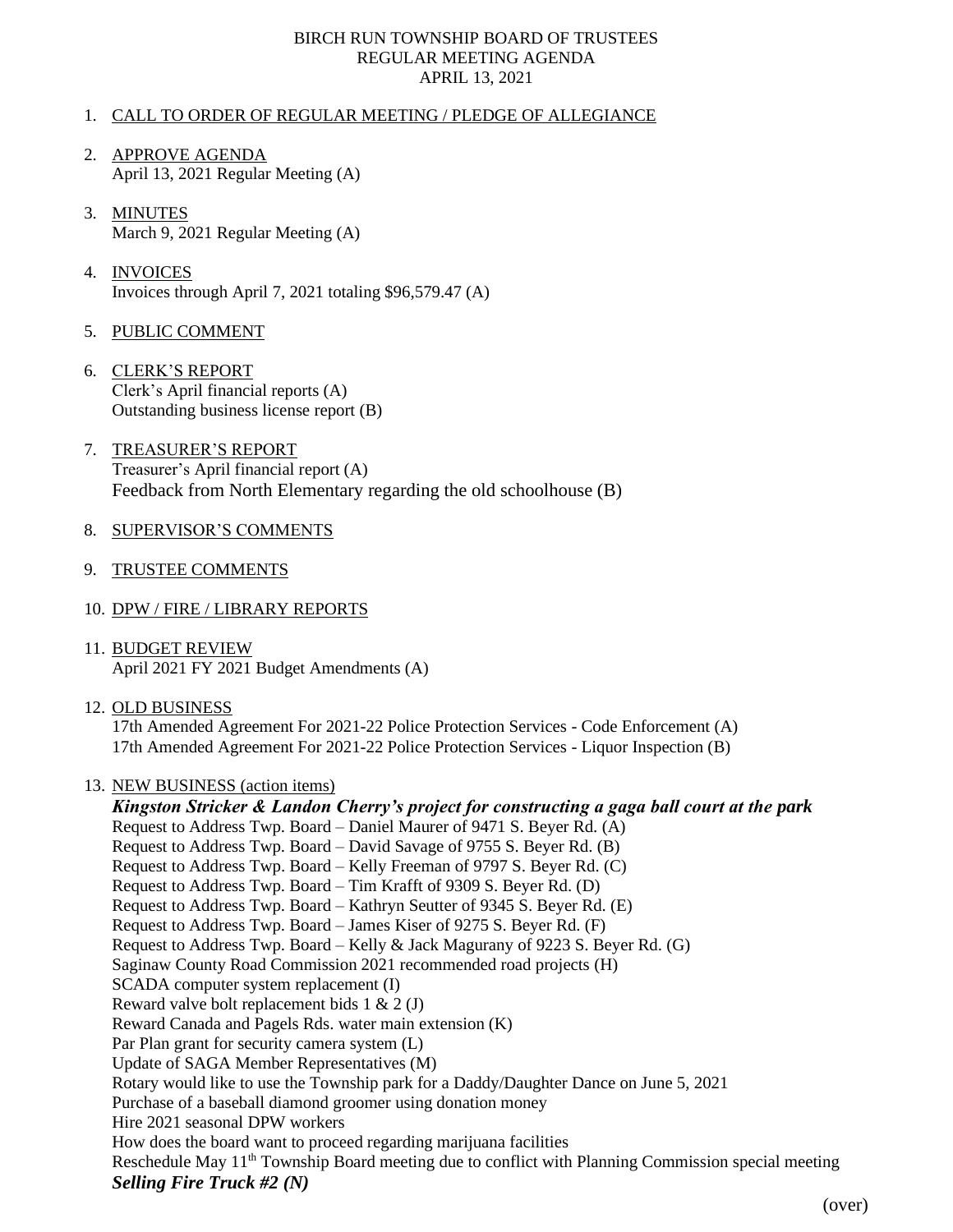# BIRCH RUN TOWNSHIP BOARD OF TRUSTEES
## REGULAR MEETING AGENDA
### APRIL 13, 2021

1. CALL TO ORDER OF REGULAR MEETING / PLEDGE OF ALLEGIANCE

2. APPROVE AGENDA
   April 13, 2021 Regular Meeting (A)

3. MINUTES
   March 9, 2021 Regular Meeting (A)

4. INVOICES
   Invoices through April 7, 2021 totaling $96,579.47 (A)

5. PUBLIC COMMENT

6. CLERK'S REPORT
   Clerk's April financial reports (A)
   Outstanding business license report (B)

7. TREASURER'S REPORT
   Treasurer's April financial report (A)
   Feedback from North Elementary regarding the old schoolhouse (B)

8. SUPERVISOR'S COMMENTS

9. TRUSTEE COMMENTS

10. DPW / FIRE / LIBRARY REPORTS

11. BUDGET REVIEW
    April 2021 FY 2021 Budget Amendments (A)

12. OLD BUSINESS
    17th Amended Agreement For 2021-22 Police Protection Services - Code Enforcement (A)
    17th Amended Agreement For 2021-22 Police Protection Services - Liquor Inspection (B)

13. NEW BUSINESS (action items)
    ***Kingston Stricker & Landon Cherry's project for constructing a gaga ball court at the park***
    Request to Address Twp. Board – Daniel Maurer of 9471 S. Beyer Rd. (A)
    Request to Address Twp. Board – David Savage of 9755 S. Beyer Rd. (B)
    Request to Address Twp. Board – Kelly Freeman of 9797 S. Beyer Rd. (C)
    Request to Address Twp. Board – Tim Krafft of 9309 S. Beyer Rd. (D)
    Request to Address Twp. Board – Kathryn Seutter of 9345 S. Beyer Rd. (E)
    Request to Address Twp. Board – James Kiser of 9275 S. Beyer Rd. (F)
    Request to Address Twp. Board – Kelly & Jack Magurany of 9223 S. Beyer Rd. (G)
    Saginaw County Road Commission 2021 recommended road projects (H)
    SCADA computer system replacement (I)
    Reward valve bolt replacement bids 1 & 2 (J)
    Reward Canada and Pagels Rds. water main extension (K)
    Par Plan grant for security camera system (L)
    Update of SAGA Member Representatives (M)
    Rotary would like to use the Township park for a Daddy/Daughter Dance on June 5, 2021
    Purchase of a baseball diamond groomer using donation money
    Hire 2021 seasonal DPW workers
    How does the board want to proceed regarding marijuana facilities
    Reschedule May 11th Township Board meeting due to conflict with Planning Commission special meeting
    ***Selling Fire Truck #2 (N)***

(over)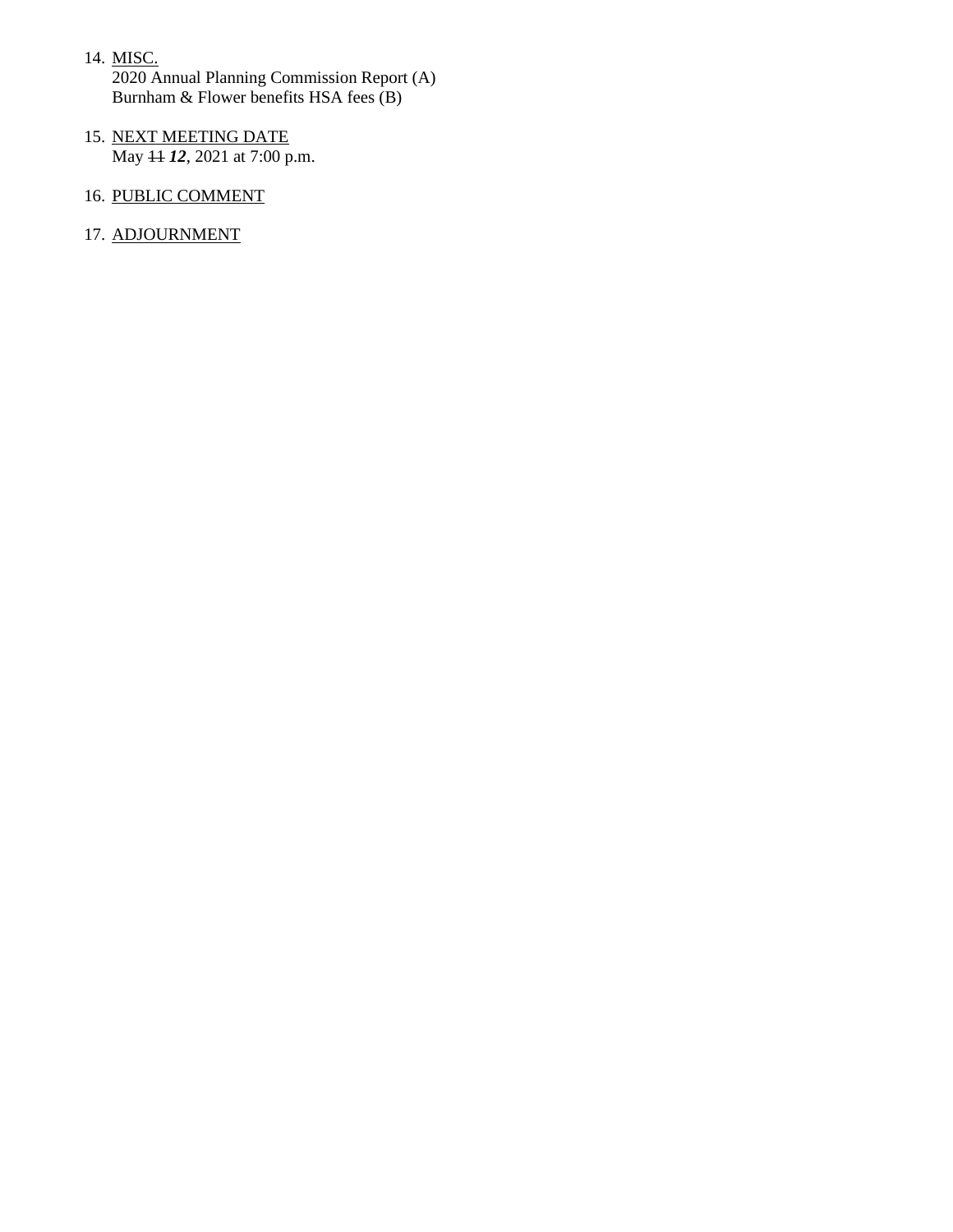14. <u>MISC.</u>
    2020 Annual Planning Commission Report (A)
    Burnham & Flower benefits HSA fees (B)

15. <u>NEXT MEETING DATE</u>
    May ~~11~~ ***12***, 2021 at 7:00 p.m.

16. <u>PUBLIC COMMENT</u>

17. <u>ADJOURNMENT</u>